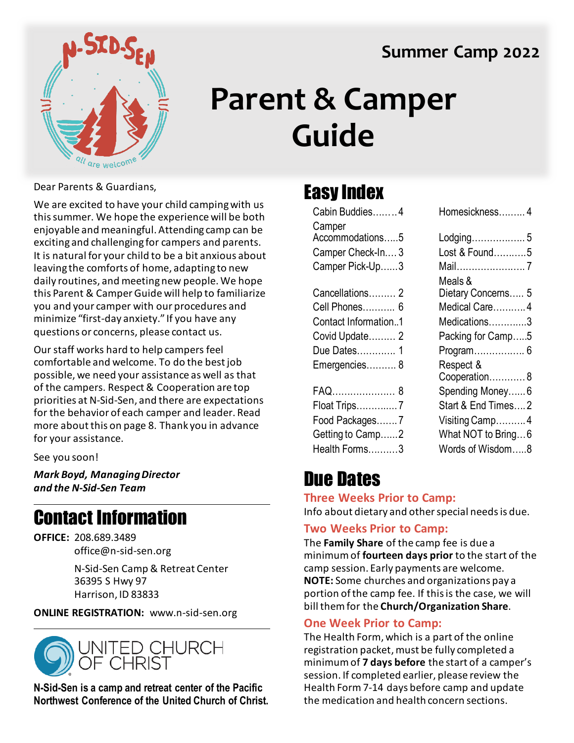Summer Camp 2022

# Parent & Camper Guide

Dear Parents & Guardians,

We are excited to have your child camping with us this summer. We hope the experience will be both enjoyable and meaningful. Attending camp can be exciting and challenging for campers and parents. It is natural for your child to be a bit anxious about leaving the comforts of home, adapting to new daily routines, and meeting new people. We hope this Parent & Camper Guide will help to familiarize you and your camper with our procedures and minimize "first-day anxiety." If you have any questions or concerns, please contact us.

Our staff works hard to help campers feel comfortable and welcome. To do the best job possible, we need your assistance as well as that of the campers. Respect & Cooperation are top priorities at N-Sid-Sen, and there are expectations for the behavior of each camper and leader. Read more about this on page 8. Thank you in advance for your assistance.

See you soon!

***Mark Boyd, Managing Director***
***and the N-Sid-Sen Team***

## Contact Information

**OFFICE:** 208.689.3489
office@n-sid-sen.org

N-Sid-Sen Camp & Retreat Center
36395 S Hwy 97
Harrison, ID 83833

**ONLINE REGISTRATION:** www.n-sid-sen.org

UNITED CHURCH OF CHRIST

**N-Sid-Sen is a camp and retreat center of the Pacific Northwest Conference of the United Church of Christ.**

## Easy Index

- Cabin Buddies........4
- Camper Accommodations.....5
- Camper Check-In....3
- Camper Pick-Up......3
- Cancellations......... 2
- Cell Phones........... 6
- Contact Information..1
- Covid Update......... 2
- Due Dates............. 1
- Emergencies.......... 8
- FAQ..................... 8
- Float Trips.............7
- Food Packages.......7
- Getting to Camp......2
- Health Forms..........3
- Homesickness......... 4
- Lodging.................. 5
- Lost & Found...........5
- Mail.......................7
- Meals & Dietary Concerns..... 5
- Medical Care...........4
- Medications.............3
- Packing for Camp.....5
- Program................. 6
- Respect & Cooperation............8
- Spending Money......6
- Start & End Times....2
- Visiting Camp..........4
- What NOT to Bring...6
- Words of Wisdom.....8

## Due Dates

### Three Weeks Prior to Camp:

Info about dietary and other special needs is due.

### Two Weeks Prior to Camp:

The **Family Share** of the camp fee is due a minimum of **fourteen days prior** to the start of the camp session. Early payments are welcome.
**NOTE:** Some churches and organizations pay a portion of the camp fee. If this is the case, we will bill them for the **Church/Organization Share**.

### One Week Prior to Camp:

The Health Form, which is a part of the online registration packet, must be fully completed a minimum of **7 days before** the start of a camper's session. If completed earlier, please review the Health Form 7-14 days before camp and update the medication and health concern sections.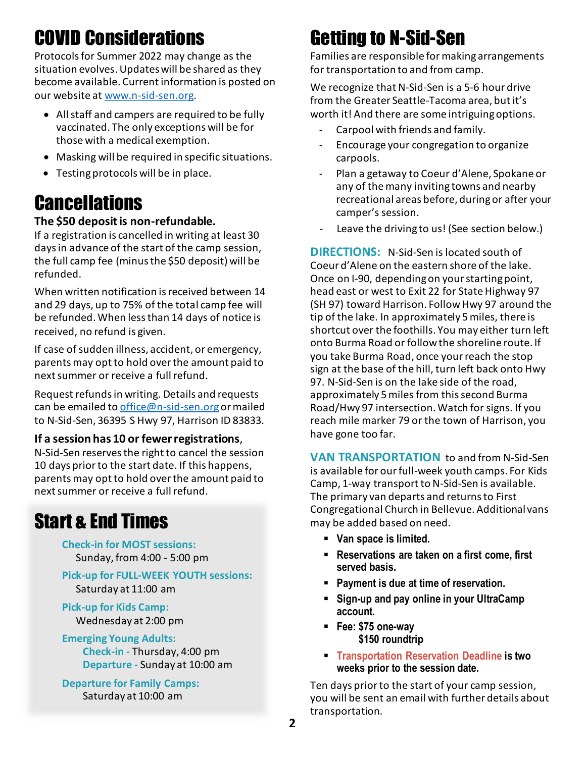# COVID Considerations

Protocols for Summer 2022 may change as the situation evolves. Updates will be shared as they become available. Current information is posted on our website at www.n-sid-sen.org.

- All staff and campers are required to be fully vaccinated. The only exceptions will be for those with a medical exemption.
- Masking will be required in specific situations.
- Testing protocols will be in place.

# Cancellations

**The $50 deposit is non-refundable.**

If a registration is cancelled in writing at least 30 days in advance of the start of the camp session, the full camp fee (minus the $50 deposit) will be refunded.

When written notification is received between 14 and 29 days, up to 75% of the total camp fee will be refunded. When less than 14 days of notice is received, no refund is given.

If case of sudden illness, accident, or emergency, parents may opt to hold over the amount paid to next summer or receive a full refund.

Request refunds in writing. Details and requests can be emailed to office@n-sid-sen.org or mailed to N-Sid-Sen, 36395 S Hwy 97, Harrison ID 83833.

**If a session has 10 or fewer registrations**, N-Sid-Sen reserves the right to cancel the session 10 days prior to the start date. If this happens, parents may opt to hold over the amount paid to next summer or receive a full refund.

# Start & End Times

**Check-in for MOST sessions:**
Sunday, from 4:00 - 5:00 pm

**Pick-up for FULL-WEEK YOUTH sessions:**
Saturday at 11:00 am

**Pick-up for Kids Camp:**
Wednesday at 2:00 pm

**Emerging Young Adults:**
**Check-in -** Thursday, 4:00 pm
**Departure -** Sunday at 10:00 am

**Departure for Family Camps:**
Saturday at 10:00 am

# Getting to N-Sid-Sen

Families are responsible for making arrangements for transportation to and from camp.

We recognize that N-Sid-Sen is a 5-6 hour drive from the Greater Seattle-Tacoma area, but it's worth it! And there are some intriguing options.

- Carpool with friends and family.
- Encourage your congregation to organize carpools.
- Plan a getaway to Coeur d'Alene, Spokane or any of the many inviting towns and nearby recreational areas before, during or after your camper's session.
- Leave the driving to us! (See section below.)

**DIRECTIONS:** N-Sid-Sen is located south of Coeur d'Alene on the eastern shore of the lake. Once on I-90, depending on your starting point, head east or west to Exit 22 for State Highway 97 (SH 97) toward Harrison. Follow Hwy 97 around the tip of the lake. In approximately 5 miles, there is shortcut over the foothills. You may either turn left onto Burma Road or follow the shoreline route. If you take Burma Road, once your reach the stop sign at the base of the hill, turn left back onto Hwy 97. N-Sid-Sen is on the lake side of the road, approximately 5 miles from this second Burma Road/Hwy 97 intersection. Watch for signs. If you reach mile marker 79 or the town of Harrison, you have gone too far.

**VAN TRANSPORTATION** to and from N-Sid-Sen is available for our full-week youth camps. For Kids Camp, 1-way transport to N-Sid-Sen is available. The primary van departs and returns to First Congregational Church in Bellevue. Additional vans may be added based on need.

- **Van space is limited.**
- **Reservations are taken on a first come, first served basis.**
- **Payment is due at time of reservation.**
- **Sign-up and pay online in your UltraCamp account.**
- **Fee: $75 one-way**
  **$150 roundtrip**
- **Transportation Reservation Deadline is two weeks prior to the session date.**

Ten days prior to the start of your camp session, you will be sent an email with further details about transportation.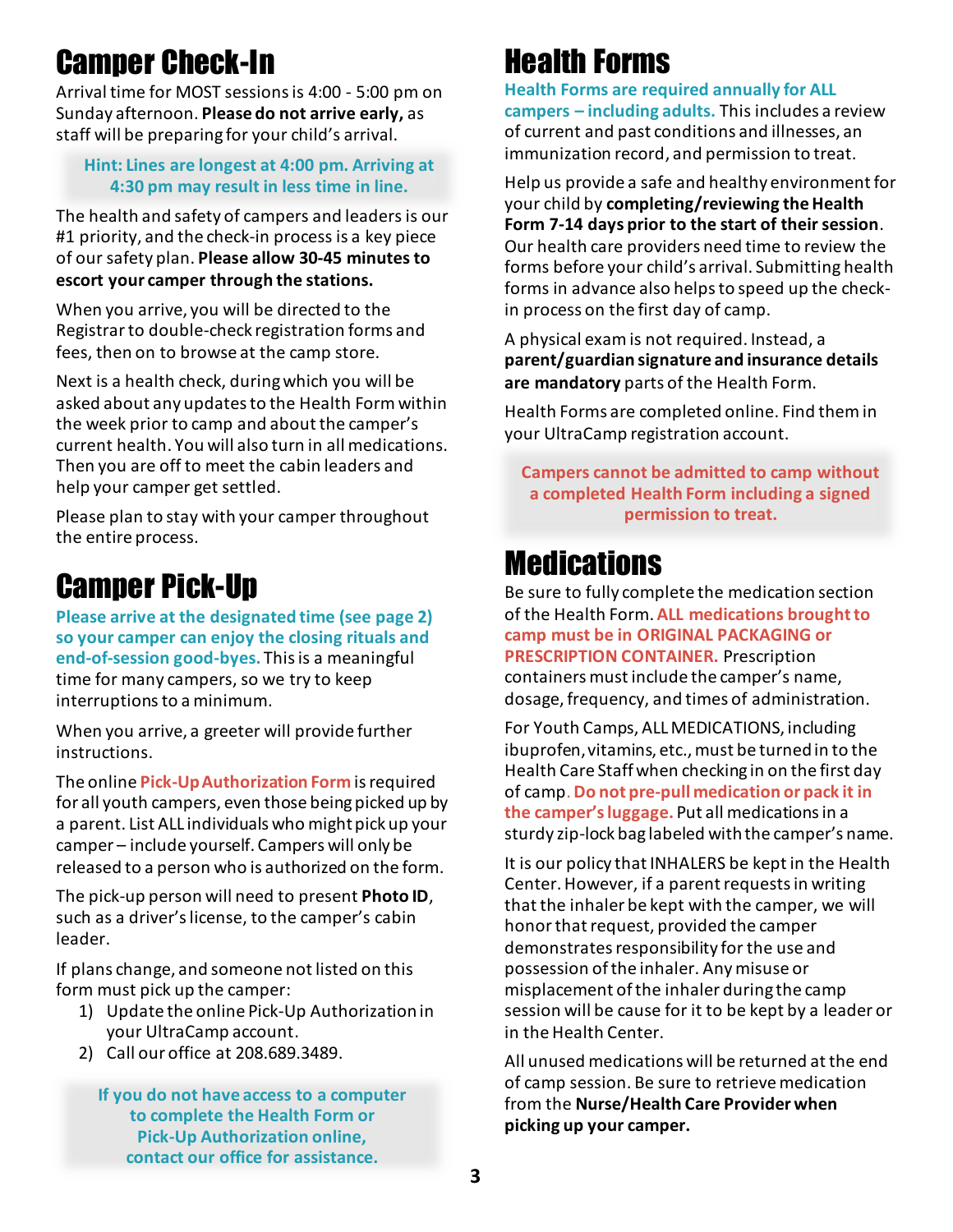# Camper Check-In

Arrival time for MOST sessions is 4:00 - 5:00 pm on Sunday afternoon. **Please do not arrive early,** as staff will be preparing for your child's arrival.

> **Hint: Lines are longest at 4:00 pm. Arriving at 4:30 pm may result in less time in line.**

The health and safety of campers and leaders is our #1 priority, and the check-in process is a key piece of our safety plan. **Please allow 30-45 minutes to escort your camper through the stations.**

When you arrive, you will be directed to the Registrar to double-check registration forms and fees, then on to browse at the camp store.

Next is a health check, during which you will be asked about any updates to the Health Form within the week prior to camp and about the camper's current health. You will also turn in all medications. Then you are off to meet the cabin leaders and help your camper get settled.

Please plan to stay with your camper throughout the entire process.

# Camper Pick-Up

**Please arrive at the designated time (see page 2) so your camper can enjoy the closing rituals and end-of-session good-byes.** This is a meaningful time for many campers, so we try to keep interruptions to a minimum.

When you arrive, a greeter will provide further instructions.

The online **Pick-Up Authorization Form** is required for all youth campers, even those being picked up by a parent. List ALL individuals who might pick up your camper – include yourself. Campers will only be released to a person who is authorized on the form.

The pick-up person will need to present **Photo ID**, such as a driver's license, to the camper's cabin leader.

If plans change, and someone not listed on this form must pick up the camper:

1) Update the online Pick-Up Authorization in your UltraCamp account.
2) Call our office at 208.689.3489.

> **If you do not have access to a computer to complete the Health Form or Pick-Up Authorization online, contact our office for assistance.**

# Health Forms

**Health Forms are required annually for ALL campers – including adults.** This includes a review of current and past conditions and illnesses, an immunization record, and permission to treat.

Help us provide a safe and healthy environment for your child by **completing/reviewing the Health Form 7-14 days prior to the start of their session**. Our health care providers need time to review the forms before your child's arrival. Submitting health forms in advance also helps to speed up the check-in process on the first day of camp.

A physical exam is not required. Instead, a **parent/guardian signature and insurance details are mandatory** parts of the Health Form.

Health Forms are completed online. Find them in your UltraCamp registration account.

> **Campers cannot be admitted to camp without a completed Health Form including a signed permission to treat.**

# Medications

Be sure to fully complete the medication section of the Health Form. **ALL medications brought to camp must be in ORIGINAL PACKAGING or PRESCRIPTION CONTAINER.** Prescription containers must include the camper's name, dosage, frequency, and times of administration.

For Youth Camps, ALL MEDICATIONS, including ibuprofen, vitamins, etc., must be turned in to the Health Care Staff when checking in on the first day of camp. **Do not pre-pull medication or pack it in the camper's luggage.** Put all medications in a sturdy zip-lock bag labeled with the camper's name.

It is our policy that INHALERS be kept in the Health Center. However, if a parent requests in writing that the inhaler be kept with the camper, we will honor that request, provided the camper demonstrates responsibility for the use and possession of the inhaler. Any misuse or misplacement of the inhaler during the camp session will be cause for it to be kept by a leader or in the Health Center.

All unused medications will be returned at the end of camp session. Be sure to retrieve medication from the **Nurse/Health Care Provider when picking up your camper.**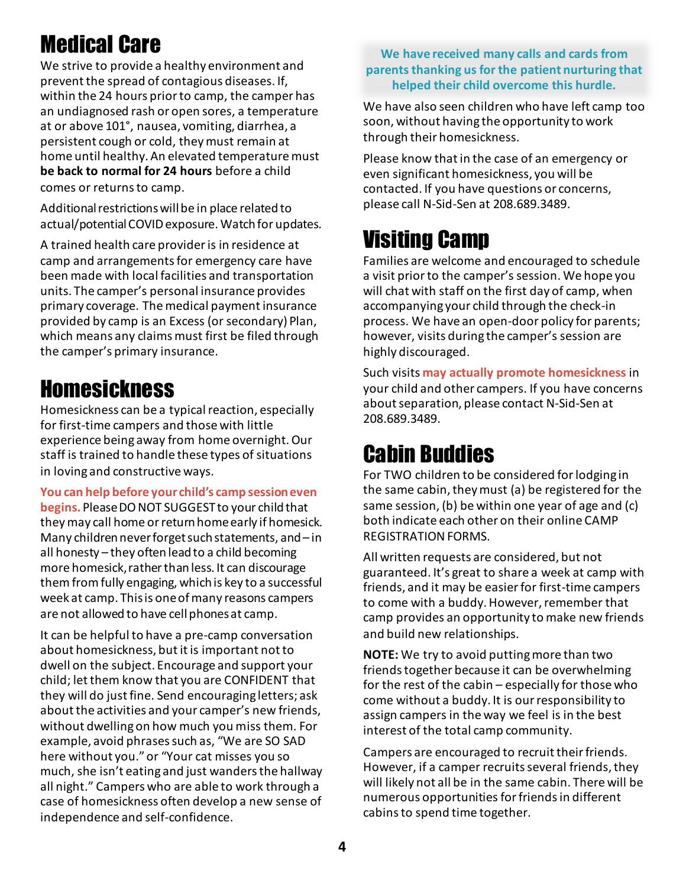# Medical Care

We strive to provide a healthy environment and prevent the spread of contagious diseases. If, within the 24 hours prior to camp, the camper has an undiagnosed rash or open sores, a temperature at or above 101°, nausea, vomiting, diarrhea, a persistent cough or cold, they must remain at home until healthy. An elevated temperature must **be back to normal for 24 hours** before a child comes or returns to camp.

Additional restrictions will be in place related to actual/potential COVID exposure. Watch for updates.

A trained health care provider is in residence at camp and arrangements for emergency care have been made with local facilities and transportation units. The camper's personal insurance provides primary coverage. The medical payment insurance provided by camp is an Excess (or secondary) Plan, which means any claims must first be filed through the camper's primary insurance.

# Homesickness

Homesickness can be a typical reaction, especially for first-time campers and those with little experience being away from home overnight. Our staff is trained to handle these types of situations in loving and constructive ways.

**You can help before your child's camp session even begins.** Please DO NOT SUGGEST to your child that they may call home or return home early if homesick. Many children never forget such statements, and – in all honesty – they often lead to a child becoming more homesick, rather than less. It can discourage them from fully engaging, which is key to a successful week at camp. This is one of many reasons campers are not allowed to have cell phones at camp.

It can be helpful to have a pre-camp conversation about homesickness, but it is important not to dwell on the subject. Encourage and support your child; let them know that you are CONFIDENT that they will do just fine. Send encouraging letters; ask about the activities and your camper's new friends, without dwelling on how much you miss them. For example, avoid phrases such as, "We are SO SAD here without you." or "Your cat misses you so much, she isn't eating and just wanders the hallway all night." Campers who are able to work through a case of homesickness often develop a new sense of independence and self-confidence.

**We have received many calls and cards from parents thanking us for the patient nurturing that helped their child overcome this hurdle.**

We have also seen children who have left camp too soon, without having the opportunity to work through their homesickness.

Please know that in the case of an emergency or even significant homesickness, you will be contacted. If you have questions or concerns, please call N-Sid-Sen at 208.689.3489.

# Visiting Camp

Families are welcome and encouraged to schedule a visit prior to the camper's session. We hope you will chat with staff on the first day of camp, when accompanying your child through the check-in process. We have an open-door policy for parents; however, visits during the camper's session are highly discouraged.

Such visits **may actually promote homesickness** in your child and other campers. If you have concerns about separation, please contact N-Sid-Sen at 208.689.3489.

# Cabin Buddies

For TWO children to be considered for lodging in the same cabin, they must (a) be registered for the same session, (b) be within one year of age and (c) both indicate each other on their online CAMP REGISTRATION FORMS.

All written requests are considered, but not guaranteed. It's great to share a week at camp with friends, and it may be easier for first-time campers to come with a buddy. However, remember that camp provides an opportunity to make new friends and build new relationships.

**NOTE:** We try to avoid putting more than two friends together because it can be overwhelming for the rest of the cabin – especially for those who come without a buddy. It is our responsibility to assign campers in the way we feel is in the best interest of the total camp community.

Campers are encouraged to recruit their friends. However, if a camper recruits several friends, they will likely not all be in the same cabin. There will be numerous opportunities for friends in different cabins to spend time together.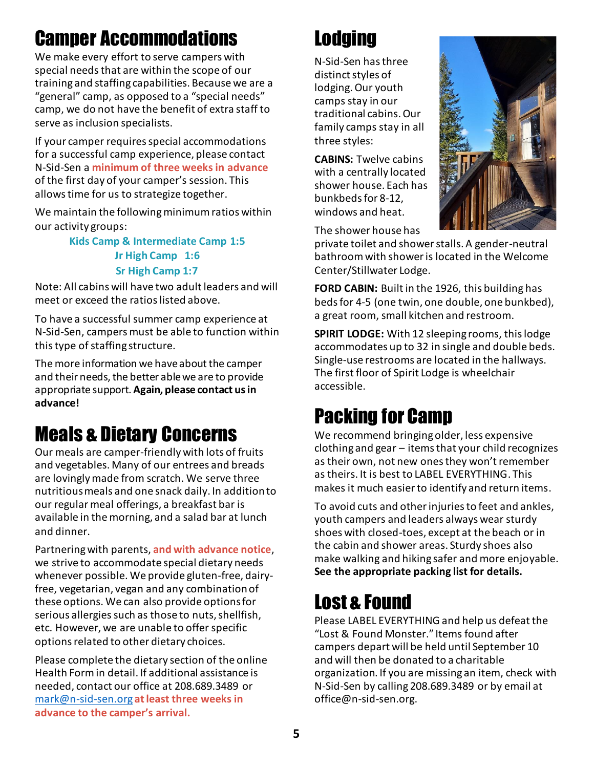# Camper Accommodations

We make every effort to serve campers with special needs that are within the scope of our training and staffing capabilities. Because we are a "general" camp, as opposed to a "special needs" camp, we do not have the benefit of extra staff to serve as inclusion specialists.

If your camper requires special accommodations for a successful camp experience, please contact N-Sid-Sen a **minimum of three weeks in advance** of the first day of your camper's session. This allows time for us to strategize together.

We maintain the following minimum ratios within our activity groups:

**Kids Camp & Intermediate Camp 1:5**
**Jr High Camp 1:6**
**Sr High Camp 1:7**

Note: All cabins will have two adult leaders and will meet or exceed the ratios listed above.

To have a successful summer camp experience at N-Sid-Sen, campers must be able to function within this type of staffing structure.

The more information we have about the camper and their needs, the better able we are to provide appropriate support. **Again, please contact us in advance!**

# Meals & Dietary Concerns

Our meals are camper-friendly with lots of fruits and vegetables. Many of our entrees and breads are lovingly made from scratch. We serve three nutritious meals and one snack daily. In addition to our regular meal offerings, a breakfast bar is available in the morning, and a salad bar at lunch and dinner.

Partnering with parents, **and with advance notice**, we strive to accommodate special dietary needs whenever possible. We provide gluten-free, dairy-free, vegetarian, vegan and any combination of these options. We can also provide options for serious allergies such as those to nuts, shellfish, etc. However, we are unable to offer specific options related to other dietary choices.

Please complete the dietary section of the online Health Form in detail. If additional assistance is needed, contact our office at 208.689.3489 or mark@n-sid-sen.org **at least three weeks in advance to the camper's arrival.**

# Lodging

N-Sid-Sen has three distinct styles of lodging. Our youth camps stay in our traditional cabins. Our family camps stay in all three styles:

**CABINS:** Twelve cabins with a centrally located shower house. Each has bunkbeds for 8-12, windows and heat.

The shower house has private toilet and shower stalls. A gender-neutral bathroom with shower is located in the Welcome Center/Stillwater Lodge.

**FORD CABIN:** Built in the 1926, this building has beds for 4-5 (one twin, one double, one bunkbed), a great room, small kitchen and restroom.

**SPIRIT LODGE:** With 12 sleeping rooms, this lodge accommodates up to 32 in single and double beds. Single-use restrooms are located in the hallways. The first floor of Spirit Lodge is wheelchair accessible.

# Packing for Camp

We recommend bringing older, less expensive clothing and gear – items that your child recognizes as their own, not new ones they won't remember as theirs. It is best to LABEL EVERYTHING. This makes it much easier to identify and return items.

To avoid cuts and other injuries to feet and ankles, youth campers and leaders always wear sturdy shoes with closed-toes, except at the beach or in the cabin and shower areas. Sturdy shoes also make walking and hiking safer and more enjoyable. **See the appropriate packing list for details.**

# Lost & Found

Please LABEL EVERYTHING and help us defeat the "Lost & Found Monster." Items found after campers depart will be held until September 10 and will then be donated to a charitable organization. If you are missing an item, check with N-Sid-Sen by calling 208.689.3489 or by email at office@n-sid-sen.org.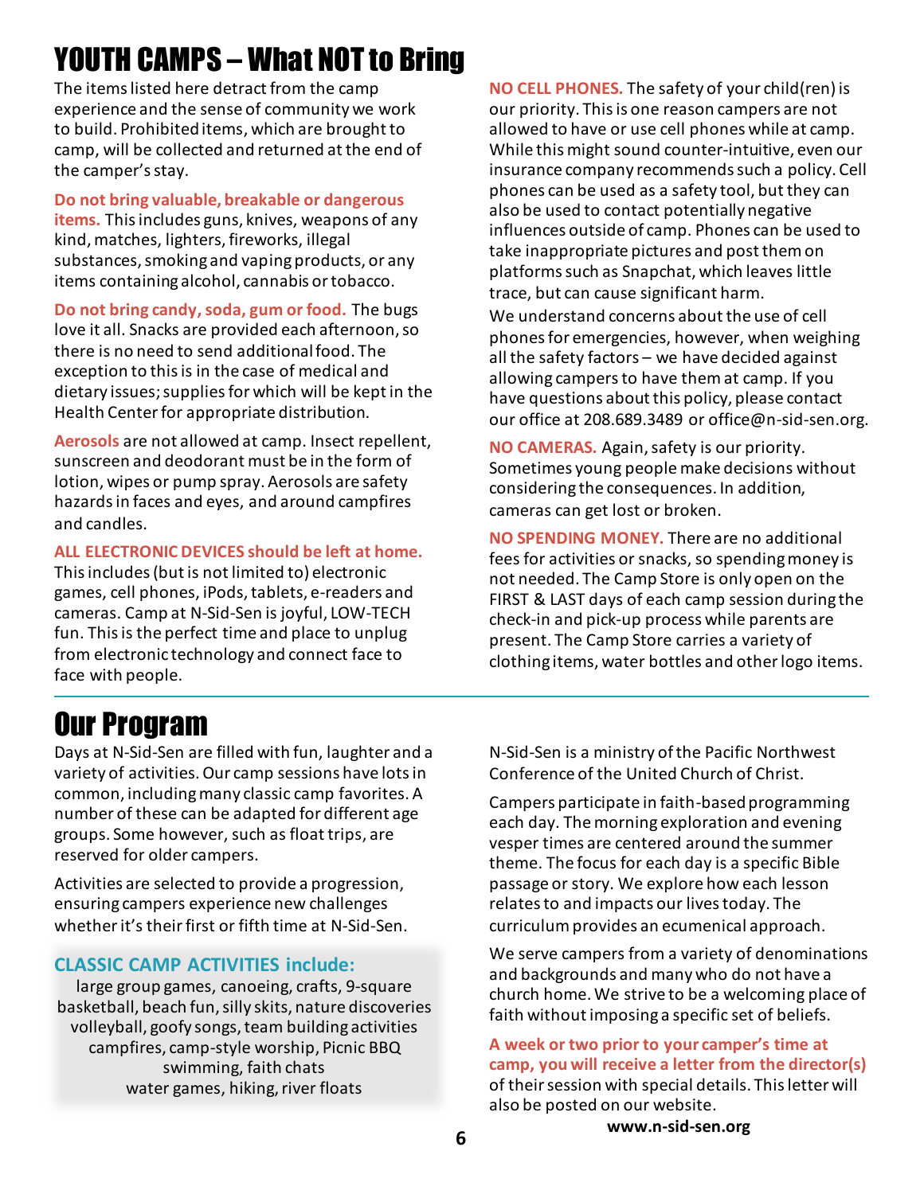# YOUTH CAMPS – What NOT to Bring

The items listed here detract from the camp experience and the sense of community we work to build. Prohibited items, which are brought to camp, will be collected and returned at the end of the camper's stay.

**Do not bring valuable, breakable or dangerous items.** This includes guns, knives, weapons of any kind, matches, lighters, fireworks, illegal substances, smoking and vaping products, or any items containing alcohol, cannabis or tobacco.

**Do not bring candy, soda, gum or food.** The bugs love it all. Snacks are provided each afternoon, so there is no need to send additional food. The exception to this is in the case of medical and dietary issues; supplies for which will be kept in the Health Center for appropriate distribution.

**Aerosols** are not allowed at camp. Insect repellent, sunscreen and deodorant must be in the form of lotion, wipes or pump spray. Aerosols are safety hazards in faces and eyes, and around campfires and candles.

**ALL ELECTRONIC DEVICES should be left at home.** This includes (but is not limited to) electronic games, cell phones, iPods, tablets, e-readers and cameras. Camp at N-Sid-Sen is joyful, LOW-TECH fun. This is the perfect time and place to unplug from electronic technology and connect face to face with people.

**NO CELL PHONES.** The safety of your child(ren) is our priority. This is one reason campers are not allowed to have or use cell phones while at camp. While this might sound counter-intuitive, even our insurance company recommends such a policy. Cell phones can be used as a safety tool, but they can also be used to contact potentially negative influences outside of camp. Phones can be used to take inappropriate pictures and post them on platforms such as Snapchat, which leaves little trace, but can cause significant harm.

We understand concerns about the use of cell phones for emergencies, however, when weighing all the safety factors – we have decided against allowing campers to have them at camp. If you have questions about this policy, please contact our office at 208.689.3489 or office@n-sid-sen.org.

**NO CAMERAS.** Again, safety is our priority. Sometimes young people make decisions without considering the consequences. In addition, cameras can get lost or broken.

**NO SPENDING MONEY.** There are no additional fees for activities or snacks, so spending money is not needed. The Camp Store is only open on the FIRST & LAST days of each camp session during the check-in and pick-up process while parents are present. The Camp Store carries a variety of clothing items, water bottles and other logo items.

# Our Program

Days at N-Sid-Sen are filled with fun, laughter and a variety of activities. Our camp sessions have lots in common, including many classic camp favorites. A number of these can be adapted for different age groups. Some however, such as float trips, are reserved for older campers.

Activities are selected to provide a progression, ensuring campers experience new challenges whether it's their first or fifth time at N-Sid-Sen.

### CLASSIC CAMP ACTIVITIES include:

large group games, canoeing, crafts, 9-square
basketball, beach fun, silly skits, nature discoveries
volleyball, goofy songs, team building activities
campfires, camp-style worship, Picnic BBQ
swimming, faith chats
water games, hiking, river floats

N-Sid-Sen is a ministry of the Pacific Northwest Conference of the United Church of Christ.

Campers participate in faith-based programming each day. The morning exploration and evening vesper times are centered around the summer theme. The focus for each day is a specific Bible passage or story. We explore how each lesson relates to and impacts our lives today. The curriculum provides an ecumenical approach.

We serve campers from a variety of denominations and backgrounds and many who do not have a church home. We strive to be a welcoming place of faith without imposing a specific set of beliefs.

**A week or two prior to your camper's time at camp, you will receive a letter from the director(s)** of their session with special details. This letter will also be posted on our website.

**www.n-sid-sen.org**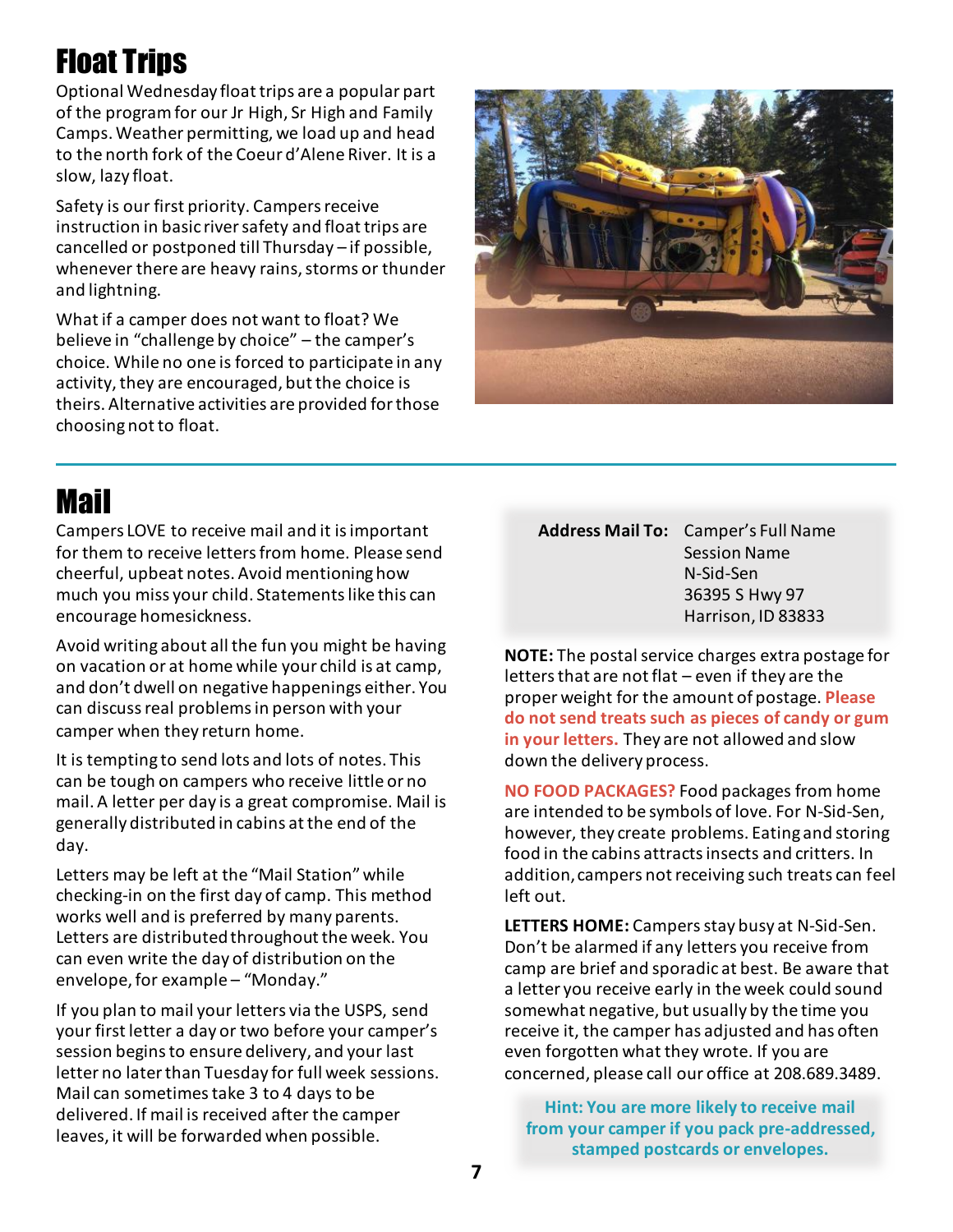# Float Trips

Optional Wednesday float trips are a popular part of the program for our Jr High, Sr High and Family Camps. Weather permitting, we load up and head to the north fork of the Coeur d'Alene River. It is a slow, lazy float.

Safety is our first priority. Campers receive instruction in basic river safety and float trips are cancelled or postponed till Thursday – if possible, whenever there are heavy rains, storms or thunder and lightning.

What if a camper does not want to float? We believe in "challenge by choice" – the camper's choice. While no one is forced to participate in any activity, they are encouraged, but the choice is theirs. Alternative activities are provided for those choosing not to float.

# Mail

Campers LOVE to receive mail and it is important for them to receive letters from home. Please send cheerful, upbeat notes. Avoid mentioning how much you miss your child. Statements like this can encourage homesickness.

Avoid writing about all the fun you might be having on vacation or at home while your child is at camp, and don't dwell on negative happenings either. You can discuss real problems in person with your camper when they return home.

It is tempting to send lots and lots of notes. This can be tough on campers who receive little or no mail. A letter per day is a great compromise. Mail is generally distributed in cabins at the end of the day.

Letters may be left at the "Mail Station" while checking-in on the first day of camp. This method works well and is preferred by many parents. Letters are distributed throughout the week. You can even write the day of distribution on the envelope, for example – "Monday."

If you plan to mail your letters via the USPS, send your first letter a day or two before your camper's session begins to ensure delivery, and your last letter no later than Tuesday for full week sessions. Mail can sometimes take 3 to 4 days to be delivered. If mail is received after the camper leaves, it will be forwarded when possible.

**Address Mail To:** Camper's Full Name
Session Name
N-Sid-Sen
36395 S Hwy 97
Harrison, ID 83833

**NOTE:** The postal service charges extra postage for letters that are not flat – even if they are the proper weight for the amount of postage. **Please do not send treats such as pieces of candy or gum in your letters.** They are not allowed and slow down the delivery process.

**NO FOOD PACKAGES?** Food packages from home are intended to be symbols of love. For N-Sid-Sen, however, they create problems. Eating and storing food in the cabins attracts insects and critters. In addition, campers not receiving such treats can feel left out.

**LETTERS HOME:** Campers stay busy at N-Sid-Sen. Don't be alarmed if any letters you receive from camp are brief and sporadic at best. Be aware that a letter you receive early in the week could sound somewhat negative, but usually by the time you receive it, the camper has adjusted and has often even forgotten what they wrote. If you are concerned, please call our office at 208.689.3489.

**Hint: You are more likely to receive mail from your camper if you pack pre-addressed, stamped postcards or envelopes.**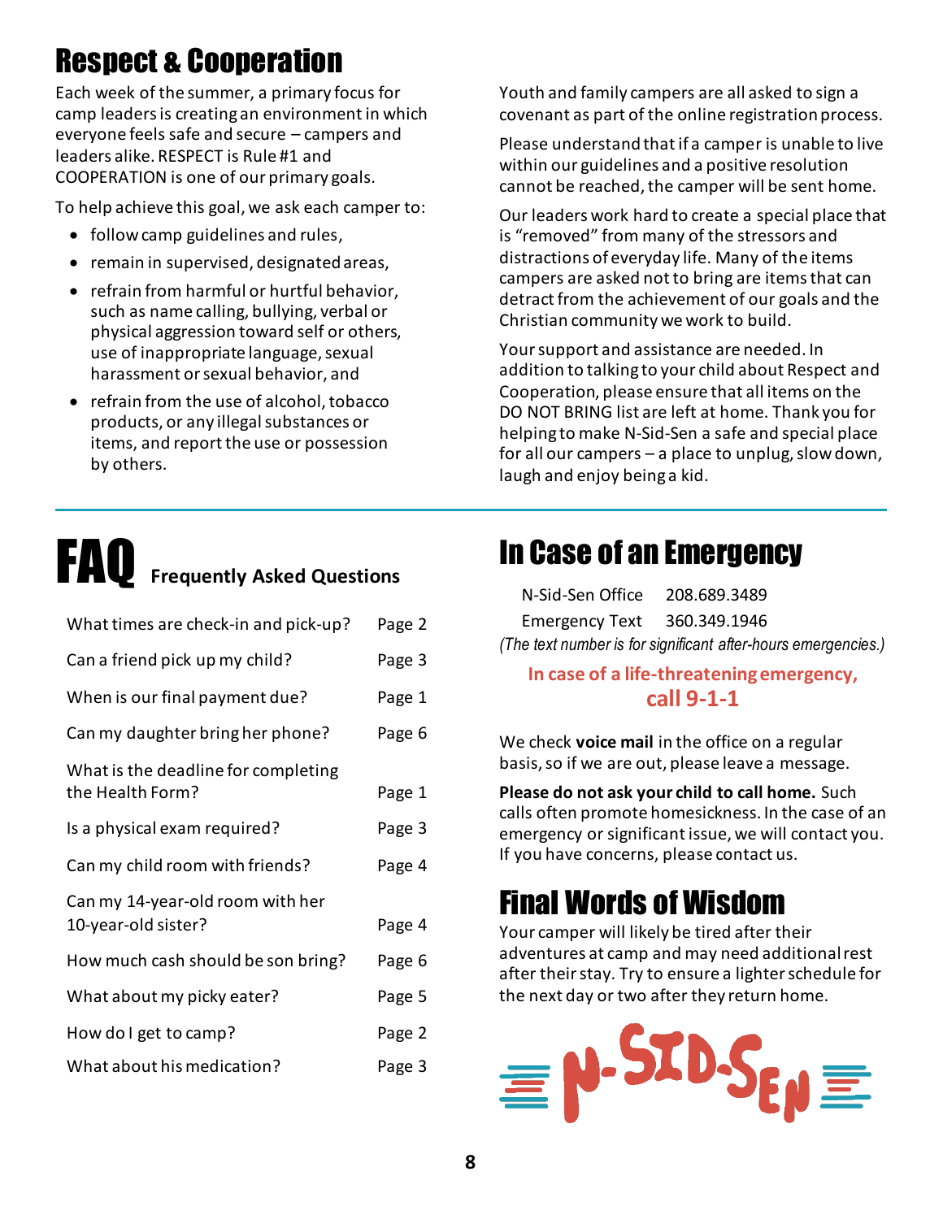# Respect & Cooperation

Each week of the summer, a primary focus for camp leaders is creating an environment in which everyone feels safe and secure – campers and leaders alike. RESPECT is Rule #1 and COOPERATION is one of our primary goals.

To help achieve this goal, we ask each camper to:

- follow camp guidelines and rules,
- remain in supervised, designated areas,
- refrain from harmful or hurtful behavior, such as name calling, bullying, verbal or physical aggression toward self or others, use of inappropriate language, sexual harassment or sexual behavior, and
- refrain from the use of alcohol, tobacco products, or any illegal substances or items, and report the use or possession by others.

Youth and family campers are all asked to sign a covenant as part of the online registration process.

Please understand that if a camper is unable to live within our guidelines and a positive resolution cannot be reached, the camper will be sent home.

Our leaders work hard to create a special place that is "removed" from many of the stressors and distractions of everyday life. Many of the items campers are asked not to bring are items that can detract from the achievement of our goals and the Christian community we work to build.

Your support and assistance are needed. In addition to talking to your child about Respect and Cooperation, please ensure that all items on the DO NOT BRING list are left at home. Thank you for helping to make N-Sid-Sen a safe and special place for all our campers – a place to unplug, slow down, laugh and enjoy being a kid.

# FAQ Frequently Asked Questions

| | |
|---|---|
| What times are check-in and pick-up? | Page 2 |
| Can a friend pick up my child? | Page 3 |
| When is our final payment due? | Page 1 |
| Can my daughter bring her phone? | Page 6 |
| What is the deadline for completing the Health Form? | Page 1 |
| Is a physical exam required? | Page 3 |
| Can my child room with friends? | Page 4 |
| Can my 14-year-old room with her 10-year-old sister? | Page 4 |
| How much cash should be son bring? | Page 6 |
| What about my picky eater? | Page 5 |
| How do I get to camp? | Page 2 |
| What about his medication? | Page 3 |

# In Case of an Emergency

N-Sid-Sen Office 208.689.3489

Emergency Text 360.349.1946

*(The text number is for significant after-hours emergencies.)*

**In case of a life-threatening emergency, call 9-1-1**

We check **voice mail** in the office on a regular basis, so if we are out, please leave a message.

**Please do not ask your child to call home.** Such calls often promote homesickness. In the case of an emergency or significant issue, we will contact you. If you have concerns, please contact us.

# Final Words of Wisdom

Your camper will likely be tired after their adventures at camp and may need additional rest after their stay. Try to ensure a lighter schedule for the next day or two after they return home.

N-SID-SEN